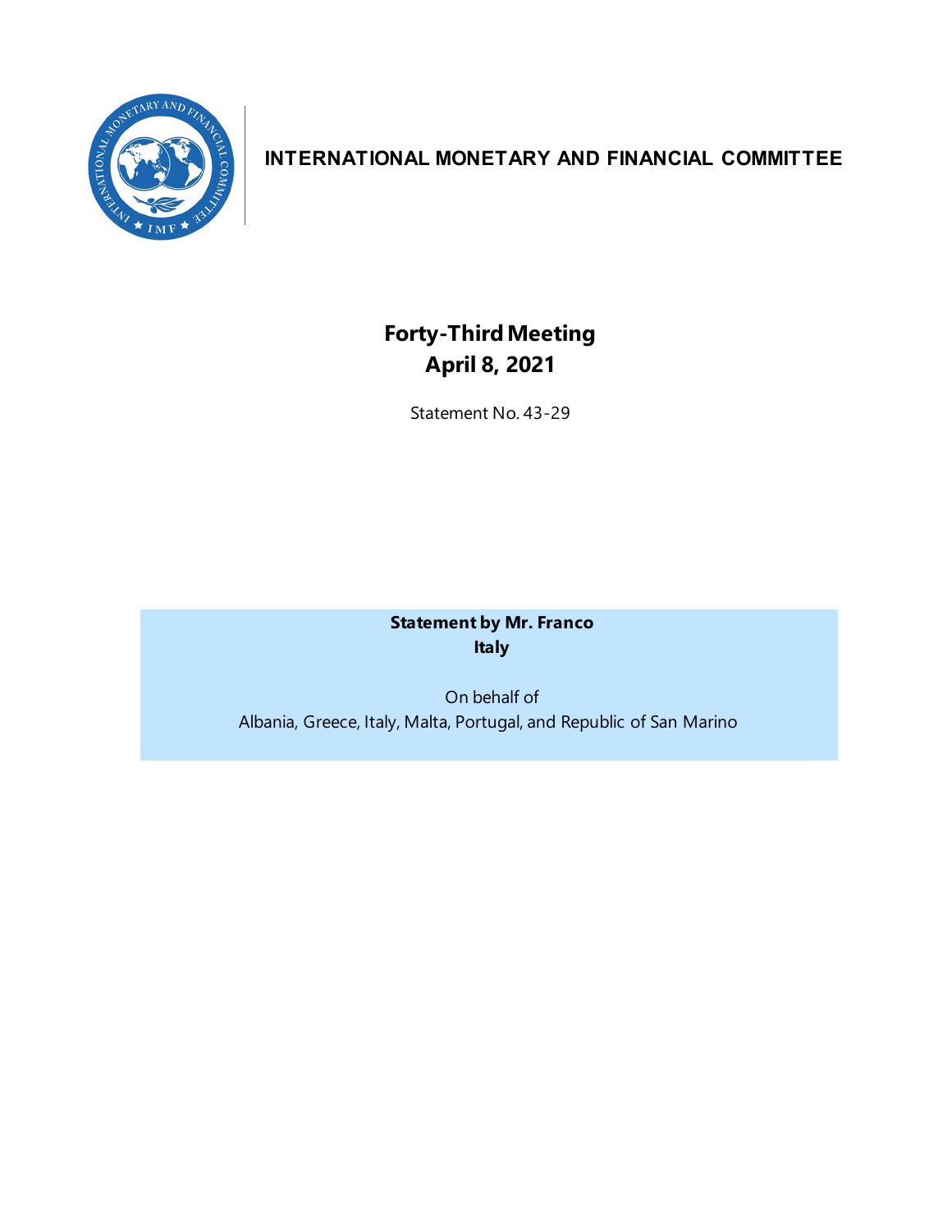**INTERNATIONAL MONETARY AND FINANCIAL COMMITTEE**

# Forty-Third Meeting
## April 8, 2021

Statement No. 43-29

**Statement by Mr. Franco**
**Italy**

On behalf of
Albania, Greece, Italy, Malta, Portugal, and Republic of San Marino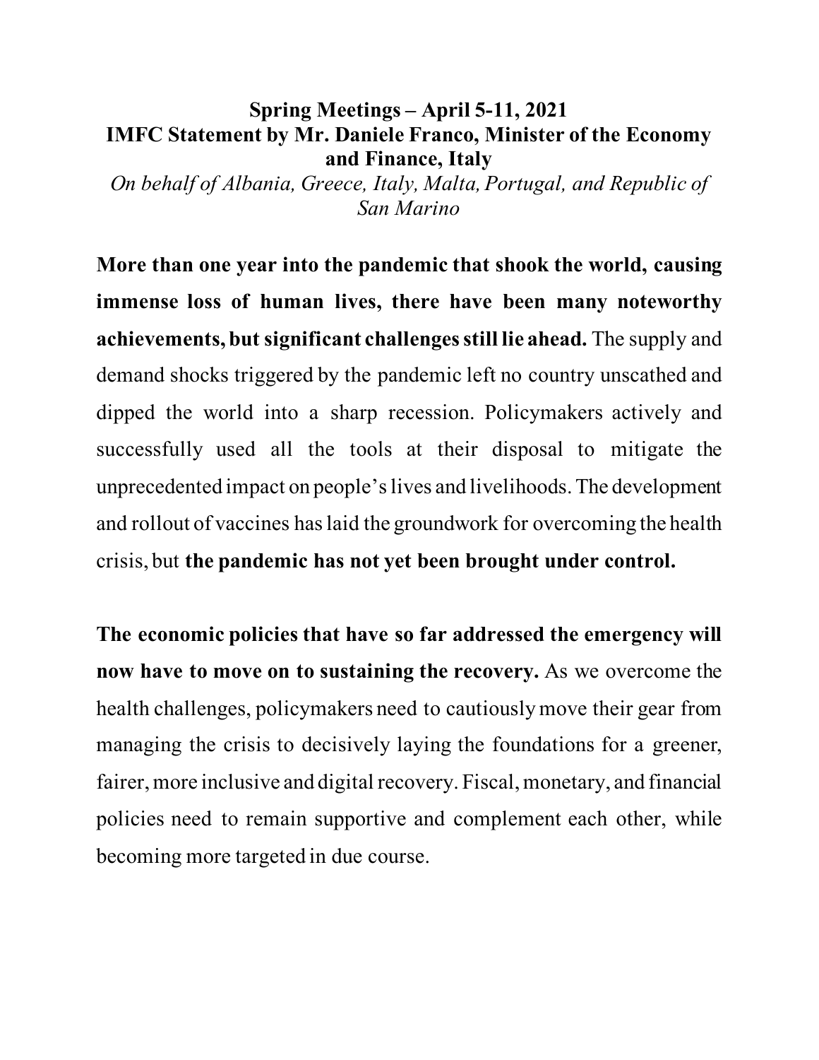**Spring Meetings – April 5-11, 2021**
**IMFC Statement by Mr. Daniele Franco, Minister of the Economy and Finance, Italy**

*On behalf of Albania, Greece, Italy, Malta, Portugal, and Republic of San Marino*

**More than one year into the pandemic that shook the world, causing immense loss of human lives, there have been many noteworthy achievements, but significant challenges still lie ahead.** The supply and demand shocks triggered by the pandemic left no country unscathed and dipped the world into a sharp recession. Policymakers actively and successfully used all the tools at their disposal to mitigate the unprecedented impact on people's lives and livelihoods. The development and rollout of vaccines has laid the groundwork for overcoming the health crisis, but **the pandemic has not yet been brought under control.**

**The economic policies that have so far addressed the emergency will now have to move on to sustaining the recovery.** As we overcome the health challenges, policymakers need to cautiously move their gear from managing the crisis to decisively laying the foundations for a greener, fairer, more inclusive and digital recovery. Fiscal, monetary, and financial policies need to remain supportive and complement each other, while becoming more targeted in due course.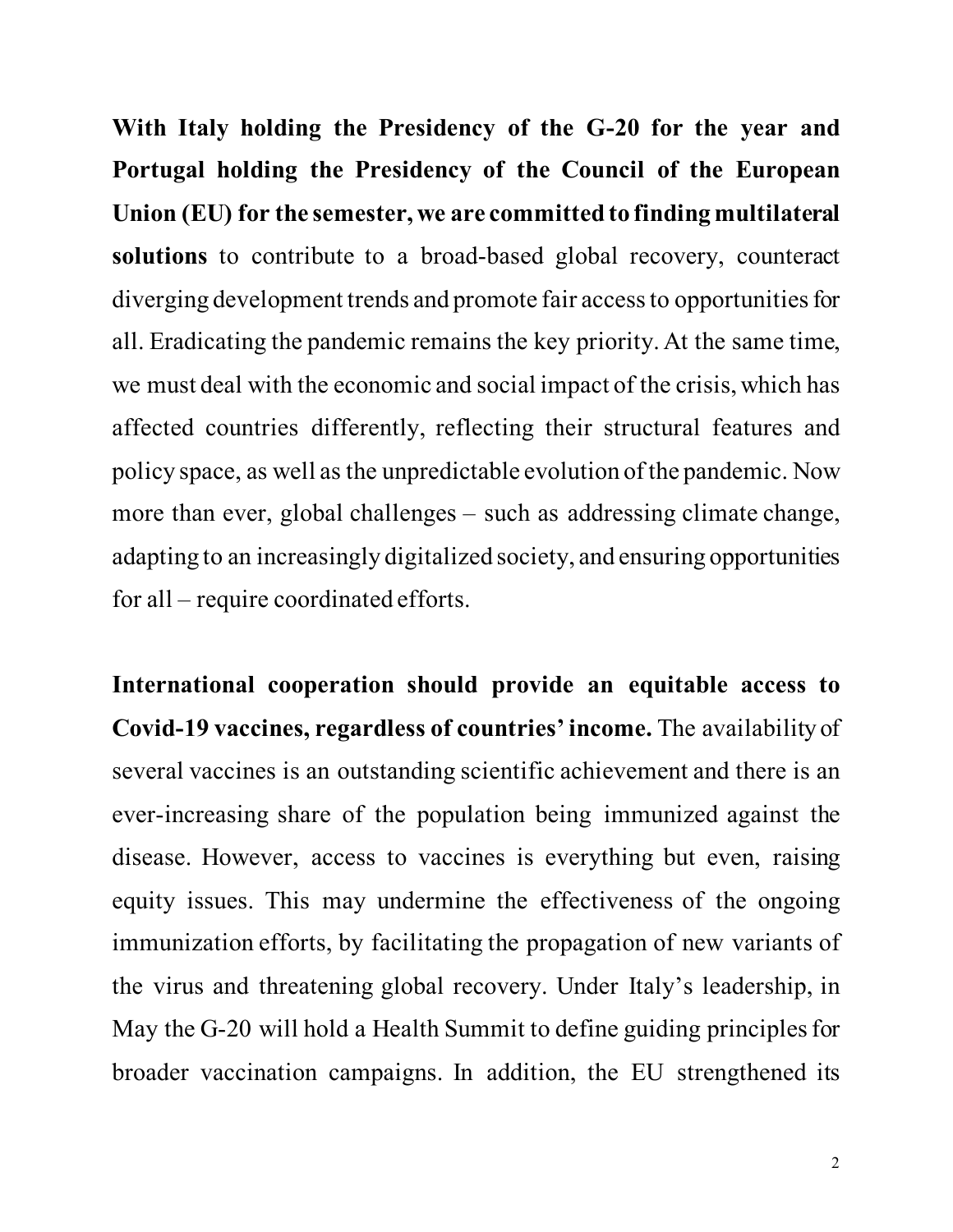**With Italy holding the Presidency of the G-20 for the year and Portugal holding the Presidency of the Council of the European Union (EU) for the semester, we are committed to finding multilateral solutions** to contribute to a broad-based global recovery, counteract diverging development trends and promote fair access to opportunities for all. Eradicating the pandemic remains the key priority. At the same time, we must deal with the economic and social impact of the crisis, which has affected countries differently, reflecting their structural features and policy space, as well as the unpredictable evolution of the pandemic. Now more than ever, global challenges – such as addressing climate change, adapting to an increasingly digitalized society, and ensuring opportunities for all – require coordinated efforts.

**International cooperation should provide an equitable access to Covid-19 vaccines, regardless of countries' income.** The availability of several vaccines is an outstanding scientific achievement and there is an ever-increasing share of the population being immunized against the disease. However, access to vaccines is everything but even, raising equity issues. This may undermine the effectiveness of the ongoing immunization efforts, by facilitating the propagation of new variants of the virus and threatening global recovery. Under Italy's leadership, in May the G-20 will hold a Health Summit to define guiding principles for broader vaccination campaigns. In addition, the EU strengthened its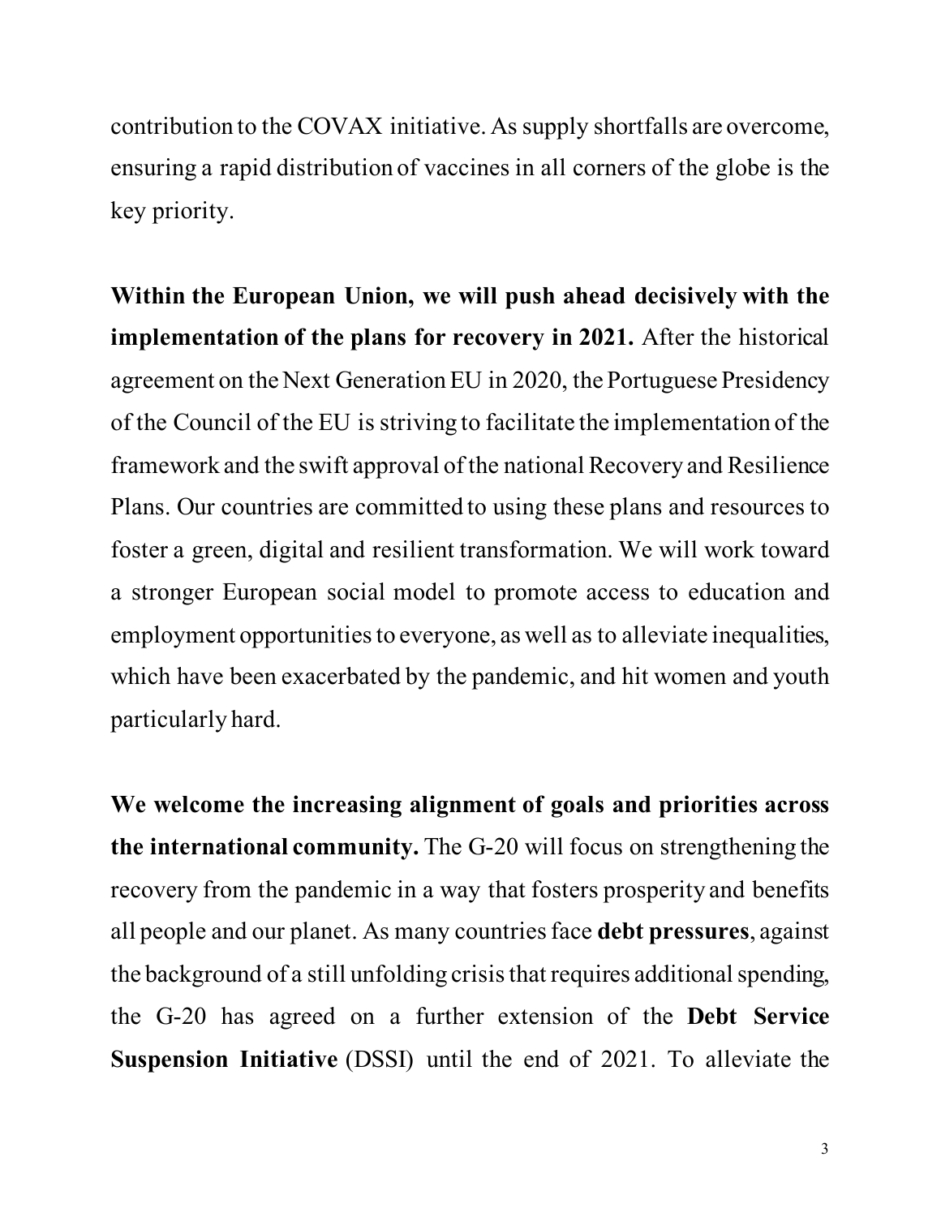contribution to the COVAX initiative. As supply shortfalls are overcome, ensuring a rapid distribution of vaccines in all corners of the globe is the key priority.

**Within the European Union, we will push ahead decisively with the implementation of the plans for recovery in 2021.** After the historical agreement on the Next Generation EU in 2020, the Portuguese Presidency of the Council of the EU is striving to facilitate the implementation of the framework and the swift approval of the national Recovery and Resilience Plans. Our countries are committed to using these plans and resources to foster a green, digital and resilient transformation. We will work toward a stronger European social model to promote access to education and employment opportunities to everyone, as well as to alleviate inequalities, which have been exacerbated by the pandemic, and hit women and youth particularly hard.

**We welcome the increasing alignment of goals and priorities across the international community.** The G-20 will focus on strengthening the recovery from the pandemic in a way that fosters prosperity and benefits all people and our planet. As many countries face **debt pressures**, against the background of a still unfolding crisis that requires additional spending, the G-20 has agreed on a further extension of the **Debt Service Suspension Initiative** (DSSI) until the end of 2021. To alleviate the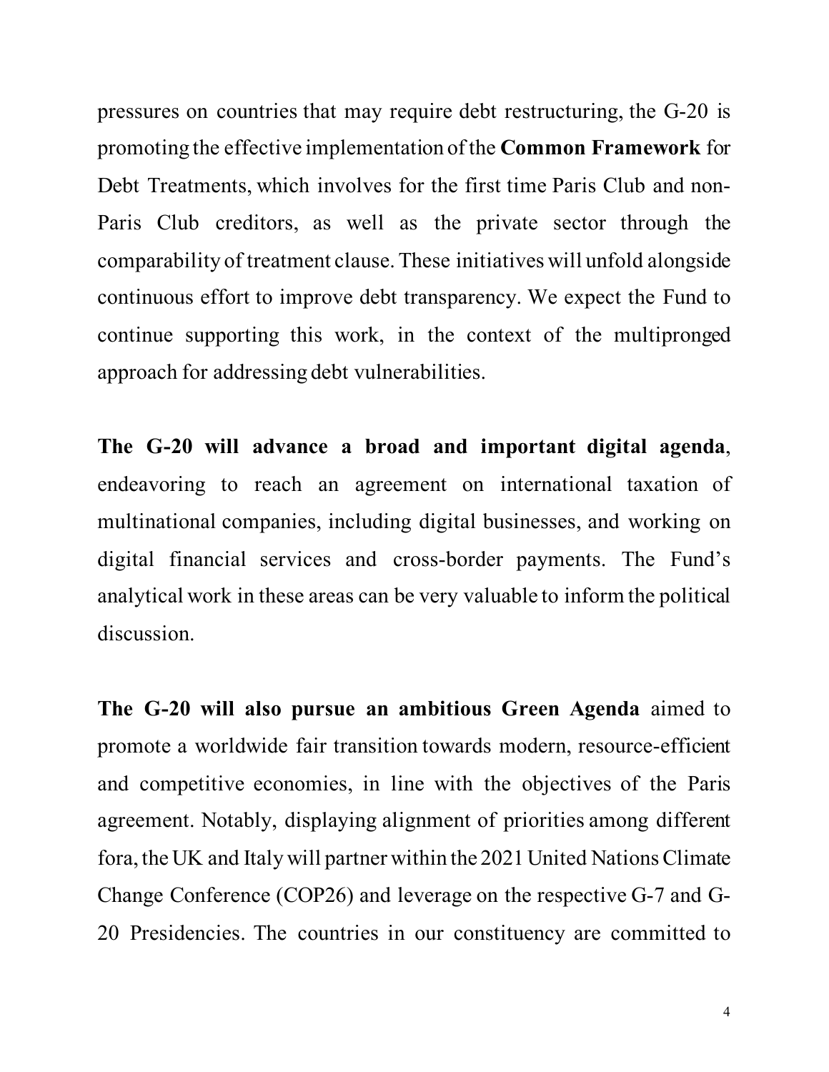pressures on countries that may require debt restructuring, the G-20 is promoting the effective implementation of the **Common Framework** for Debt Treatments, which involves for the first time Paris Club and non-Paris Club creditors, as well as the private sector through the comparability of treatment clause. These initiatives will unfold alongside continuous effort to improve debt transparency. We expect the Fund to continue supporting this work, in the context of the multipronged approach for addressing debt vulnerabilities.

**The G-20 will advance a broad and important digital agenda**, endeavoring to reach an agreement on international taxation of multinational companies, including digital businesses, and working on digital financial services and cross-border payments. The Fund's analytical work in these areas can be very valuable to inform the political discussion.

**The G-20 will also pursue an ambitious Green Agenda** aimed to promote a worldwide fair transition towards modern, resource-efficient and competitive economies, in line with the objectives of the Paris agreement. Notably, displaying alignment of priorities among different fora, the UK and Italy will partner within the 2021 United Nations Climate Change Conference (COP26) and leverage on the respective G-7 and G-20 Presidencies. The countries in our constituency are committed to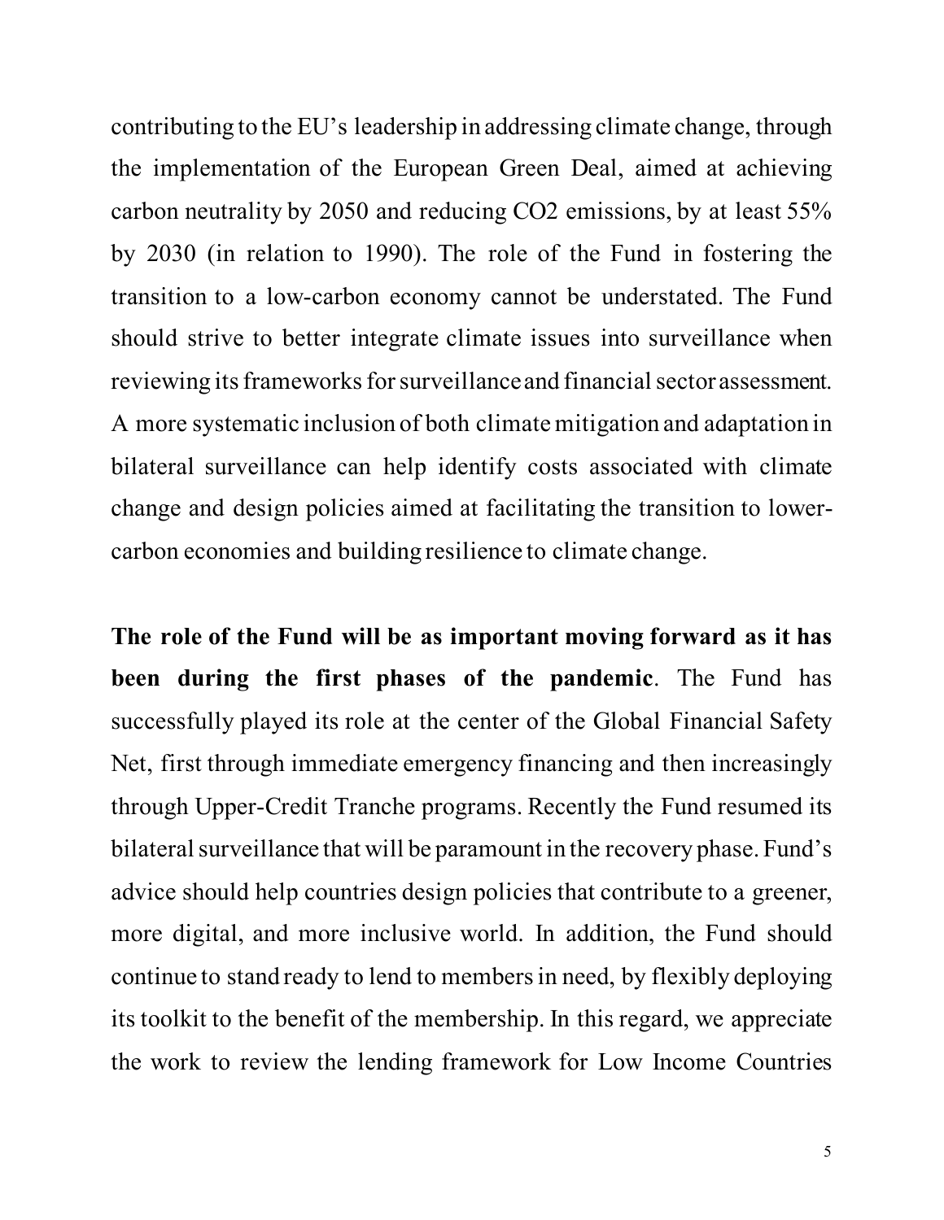contributing to the EU's leadership in addressing climate change, through the implementation of the European Green Deal, aimed at achieving carbon neutrality by 2050 and reducing $CO_2$ emissions, by at least 55% by 2030 (in relation to 1990). The role of the Fund in fostering the transition to a low-carbon economy cannot be understated. The Fund should strive to better integrate climate issues into surveillance when reviewing its frameworks for surveillance and financial sector assessment. A more systematic inclusion of both climate mitigation and adaptation in bilateral surveillance can help identify costs associated with climate change and design policies aimed at facilitating the transition to lower-carbon economies and building resilience to climate change.

**The role of the Fund will be as important moving forward as it has been during the first phases of the pandemic**. The Fund has successfully played its role at the center of the Global Financial Safety Net, first through immediate emergency financing and then increasingly through Upper-Credit Tranche programs. Recently the Fund resumed its bilateral surveillance that will be paramount in the recovery phase. Fund's advice should help countries design policies that contribute to a greener, more digital, and more inclusive world. In addition, the Fund should continue to stand ready to lend to members in need, by flexibly deploying its toolkit to the benefit of the membership. In this regard, we appreciate the work to review the lending framework for Low Income Countries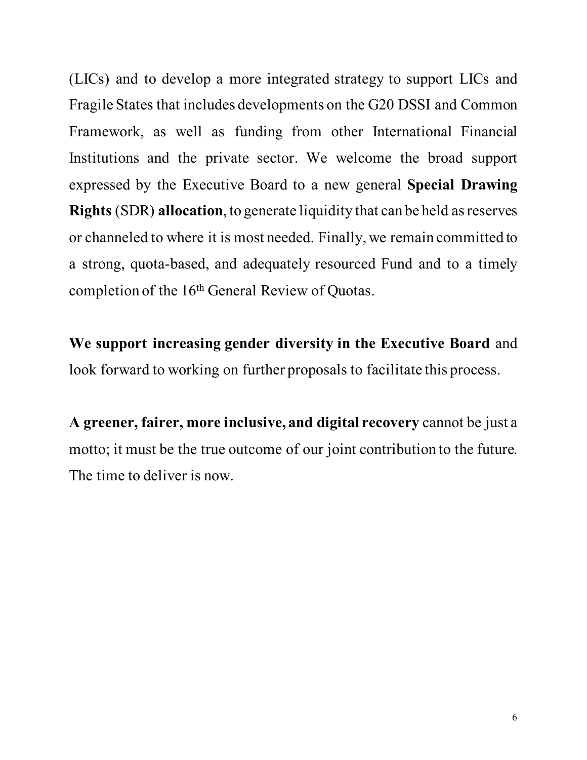(LICs) and to develop a more integrated strategy to support LICs and Fragile States that includes developments on the G20 DSSI and Common Framework, as well as funding from other International Financial Institutions and the private sector. We welcome the broad support expressed by the Executive Board to a new general **Special Drawing Rights** (SDR) **allocation**, to generate liquidity that can be held as reserves or channeled to where it is most needed. Finally, we remain committed to a strong, quota-based, and adequately resourced Fund and to a timely completion of the 16th General Review of Quotas.

**We support increasing gender diversity in the Executive Board** and look forward to working on further proposals to facilitate this process.

**A greener, fairer, more inclusive, and digital recovery** cannot be just a motto; it must be the true outcome of our joint contribution to the future. The time to deliver is now.